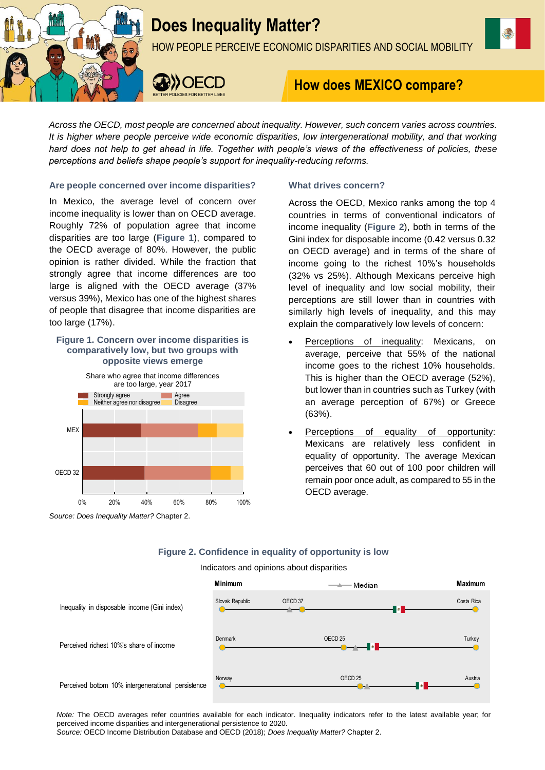# Does Inequality Matter?

HOW PEOPLE PERCEIVE ECONOMIC DISPARITIES AND SOCIAL MOBILITY

OECD – BETTER POLICIES FOR BETTER LIVES

## How does MEXICO compare?

*Across the OECD, most people are concerned about inequality. However, such concern varies across countries. It is higher where people perceive wide economic disparities, low intergenerational mobility, and that working hard does not help to get ahead in life. Together with people's views of the effectiveness of policies, these perceptions and beliefs shape people's support for inequality-reducing reforms.*

### Are people concerned over income disparities?

In Mexico, the average level of concern over income inequality is lower than on OECD average. Roughly 72% of population agree that income disparities are too large (**Figure 1**), compared to the OECD average of 80%. However, the public opinion is rather divided. While the fraction that strongly agree that income differences are too large is aligned with the OECD average (37% versus 39%), Mexico has one of the highest shares of people that disagree that income disparities are too large (17%).

**Figure 1. Concern over income disparities is comparatively low, but two groups with opposite views emerge**

Share who agree that income differences are too large, year 2017

Legend: Strongly agree; Agree; Neither agree nor disagree; Disagree

Rows: MEX; OECD 32

Axis: 0%, 20%, 40%, 60%, 80%, 100%

*Source: Does Inequality Matter?* Chapter 2.

### What drives concern?

Across the OECD, Mexico ranks among the top 4 countries in terms of conventional indicators of income inequality (**Figure 2**), both in terms of the Gini index for disposable income (0.42 versus 0.32 on OECD average) and in terms of the share of income going to the richest 10%'s households (32% vs 25%). Although Mexicans perceive high level of inequality and low social mobility, their perceptions are still lower than in countries with similarly high levels of inequality, and this may explain the comparatively low levels of concern:

- Perceptions of inequality: Mexicans, on average, perceive that 55% of the national income goes to the richest 10% households. This is higher than the OECD average (52%), but lower than in countries such as Turkey (with an average perception of 67%) or Greece (63%).
- Perceptions of equality of opportunity: Mexicans are relatively less confident in equality of opportunity. The average Mexican perceives that 60 out of 100 poor children will remain poor once adult, as compared to 55 in the OECD average.

**Figure 2. Confidence in equality of opportunity is low**

Indicators and opinions about disparities

| Indicator | Minimum | OECD average | Maximum |
| --- | --- | --- | --- |
| Inequality in disposable income (Gini index) | Slovak Republic | OECD 37 | Costa Rica |
| Perceived richest 10%'s share of income | Denmark | OECD 25 | Turkey |
| Perceived bottom 10% intergenerational persistence | Norway | OECD 25 | Austria |

*Note:* The OECD averages refer countries available for each indicator. Inequality indicators refer to the latest available year; for perceived income disparities and intergenerational persistence to 2020.
*Source:* OECD Income Distribution Database and OECD (2018); *Does Inequality Matter?* Chapter 2.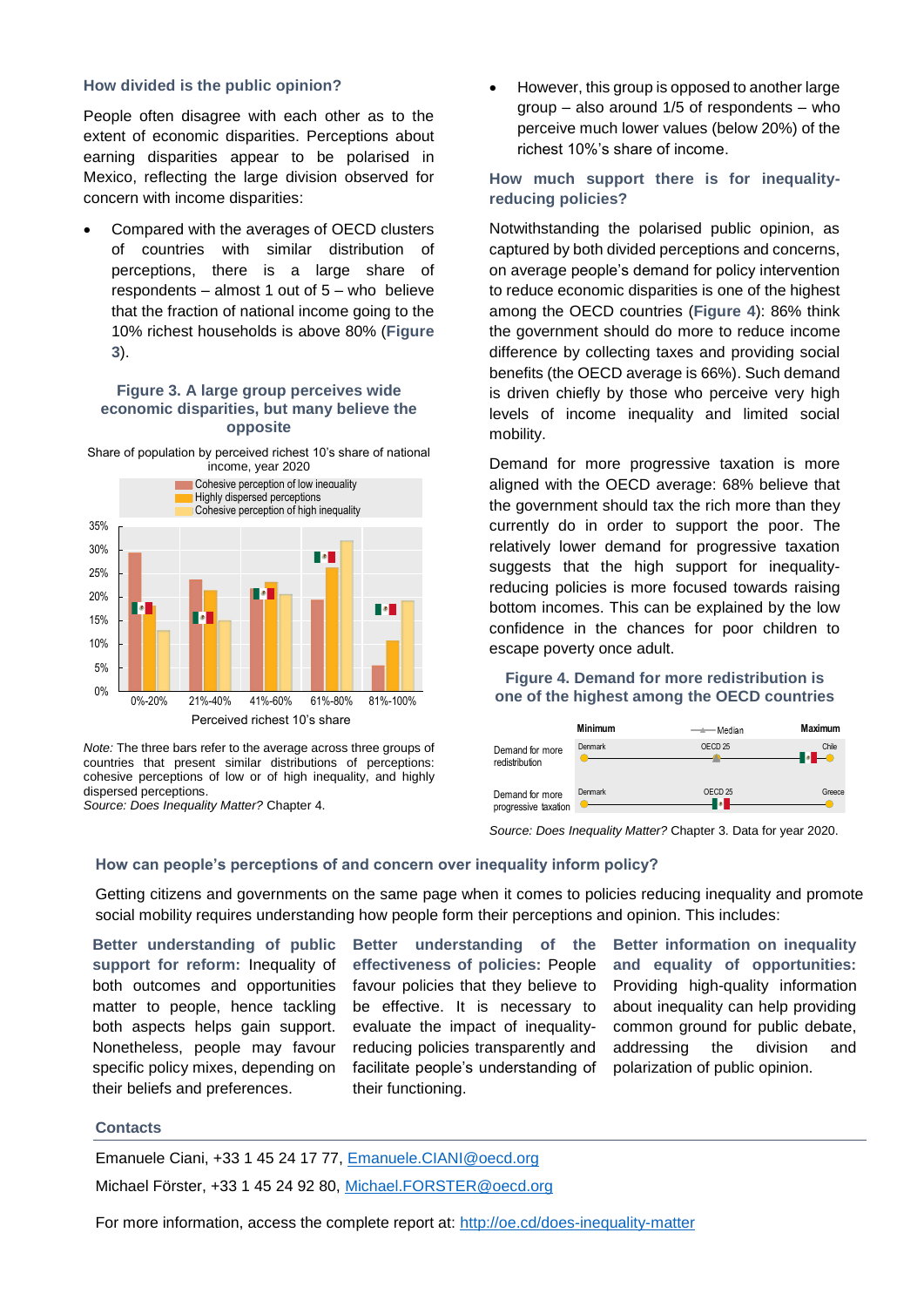### How divided is the public opinion?

People often disagree with each other as to the extent of economic disparities. Perceptions about earning disparities appear to be polarised in Mexico, reflecting the large division observed for concern with income disparities:

- Compared with the averages of OECD clusters of countries with similar distribution of perceptions, there is a large share of respondents – almost 1 out of 5 – who believe that the fraction of national income going to the 10% richest households is above 80% (**Figure 3**).

**Figure 3. A large group perceives wide economic disparities, but many believe the opposite**

Share of population by perceived richest 10's share of national income, year 2020

Cohesive perception of low inequality
Highly dispersed perceptions
Cohesive perception of high inequality

35%
30%
25%
20%
15%
10%
5%
0%

0%-20%
21%-40%
41%-60%
61%-80%
81%-100%

Perceived richest 10's share

*Note:* The three bars refer to the average across three groups of countries that present similar distributions of perceptions: cohesive perceptions of low or of high inequality, and highly dispersed perceptions.
*Source: Does Inequality Matter?* Chapter 4.

- However, this group is opposed to another large group – also around 1/5 of respondents – who perceive much lower values (below 20%) of the richest 10%'s share of income.

### How much support there is for inequality-reducing policies?

Notwithstanding the polarised public opinion, as captured by both divided perceptions and concerns, on average people's demand for policy intervention to reduce economic disparities is one of the highest among the OECD countries (**Figure 4**): 86% think the government should do more to reduce income difference by collecting taxes and providing social benefits (the OECD average is 66%). Such demand is driven chiefly by those who perceive very high levels of income inequality and limited social mobility.

Demand for more progressive taxation is more aligned with the OECD average: 68% believe that the government should tax the rich more than they currently do in order to support the poor. The relatively lower demand for progressive taxation suggests that the high support for inequality-reducing policies is more focused towards raising bottom incomes. This can be explained by the low confidence in the chances for poor children to escape poverty once adult.

**Figure 4. Demand for more redistribution is one of the highest among the OECD countries**

Minimum
Median
Maximum

Demand for more redistribution
Denmark
OECD 25
Chile

Demand for more progressive taxation
Denmark
OECD 25
Greece

*Source: Does Inequality Matter?* Chapter 3. Data for year 2020.

### How can people's perceptions of and concern over inequality inform policy?

Getting citizens and governments on the same page when it comes to policies reducing inequality and promote social mobility requires understanding how people form their perceptions and opinion. This includes:

**Better understanding of public support for reform:** Inequality of both outcomes and opportunities matter to people, hence tackling both aspects helps gain support. Nonetheless, people may favour specific policy mixes, depending on their beliefs and preferences.

**Better understanding of the effectiveness of policies:** People favour policies that they believe to be effective. It is necessary to evaluate the impact of inequality-reducing policies transparently and facilitate people's understanding of their functioning.

**Better information on inequality and equality of opportunities:** Providing high-quality information about inequality can help providing common ground for public debate, addressing the division and polarization of public opinion.

### Contacts

Emanuele Ciani, +33 1 45 24 17 77, Emanuele.CIANI@oecd.org

Michael Förster, +33 1 45 24 92 80, Michael.FORSTER@oecd.org

For more information, access the complete report at: http://oe.cd/does-inequality-matter